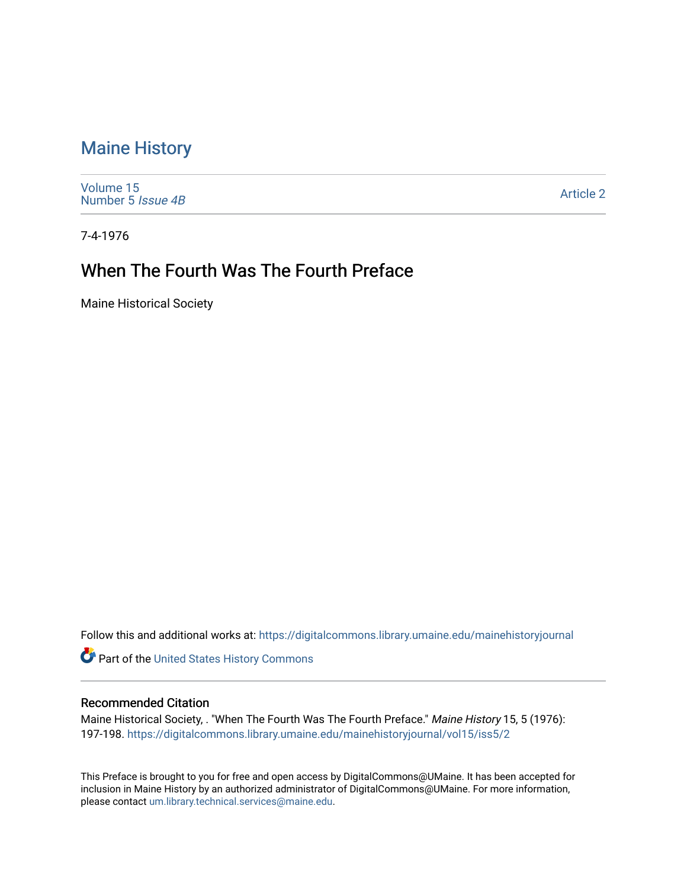# Maine History

Volume 15
Number 5 *Issue 4B*

Article 2

7-4-1976

## When The Fourth Was The Fourth Preface

Maine Historical Society

Follow this and additional works at: https://digitalcommons.library.umaine.edu/mainehistoryjournal

Part of the United States History Commons

### Recommended Citation

Maine Historical Society, . "When The Fourth Was The Fourth Preface." *Maine History* 15, 5 (1976): 197-198. https://digitalcommons.library.umaine.edu/mainehistoryjournal/vol15/iss5/2

This Preface is brought to you for free and open access by DigitalCommons@UMaine. It has been accepted for inclusion in Maine History by an authorized administrator of DigitalCommons@UMaine. For more information, please contact um.library.technical.services@maine.edu.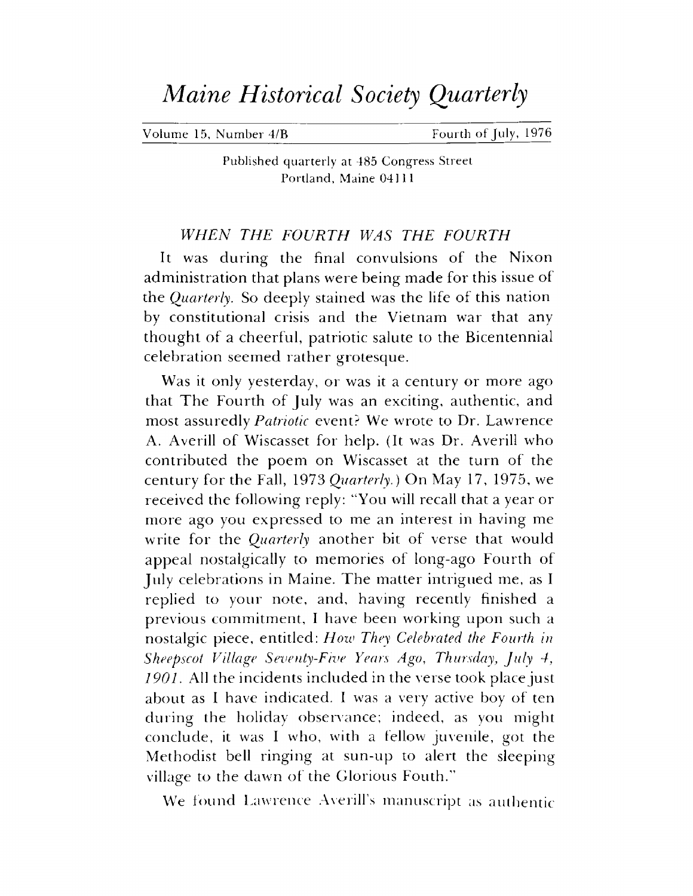# *Maine Historical Society Quarterly*

Volume 15, Number 4/B — Fourth of July, 1976

Published quarterly at 485 Congress Street
Portland, Maine 04111

## *WHEN THE FOURTH WAS THE FOURTH*

It was during the final convulsions of the Nixon administration that plans were being made for this issue of the *Quarterly*. So deeply stained was the life of this nation by constitutional crisis and the Vietnam war that any thought of a cheerful, patriotic salute to the Bicentennial celebration seemed rather grotesque.

Was it only yesterday, or was it a century or more ago that The Fourth of July was an exciting, authentic, and most assuredly *Patriotic* event? We wrote to Dr. Lawrence A. Averill of Wiscasset for help. (It was Dr. Averill who contributed the poem on Wiscasset at the turn of the century for the Fall, 1973 *Quarterly*.) On May 17, 1975, we received the following reply: "You will recall that a year or more ago you expressed to me an interest in having me write for the *Quarterly* another bit of verse that would appeal nostalgically to memories of long-ago Fourth of July celebrations in Maine. The matter intrigued me, as I replied to your note, and, having recently finished a previous commitment, I have been working upon such a nostalgic piece, entitled: *How They Celebrated the Fourth in Sheepscot Village Seventy-Five Years Ago, Thursday, July 4, 1901*. All the incidents included in the verse took place just about as I have indicated. I was a very active boy of ten during the holiday observance; indeed, as you might conclude, it was I who, with a fellow juvenile, got the Methodist bell ringing at sun-up to alert the sleeping village to the dawn of the Glorious Fouth."

We found Lawrence Averill's manuscript as authentic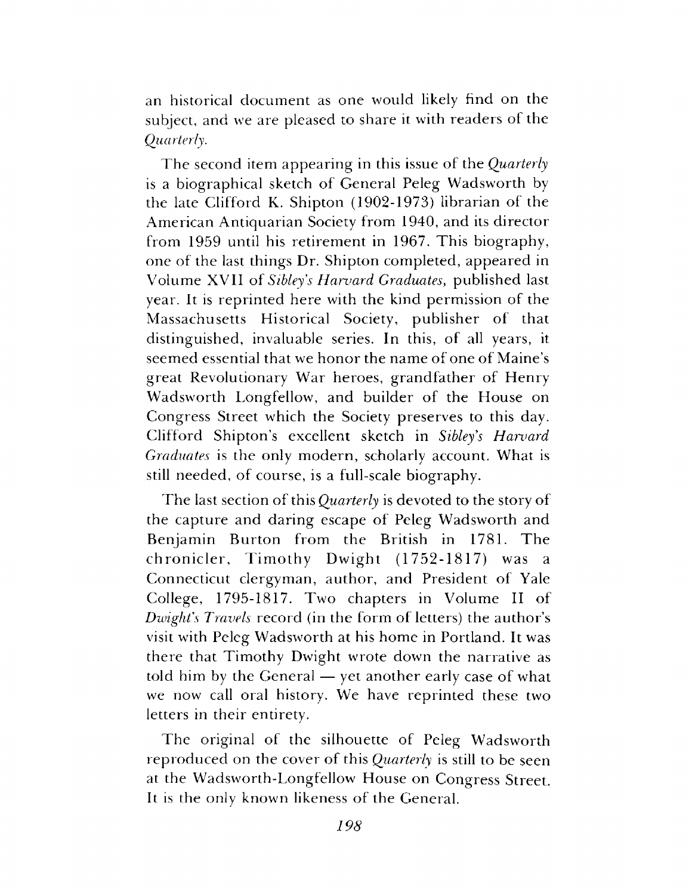an historical document as one would likely find on the subject, and we are pleased to share it with readers of the *Quarterly*.

The second item appearing in this issue of the *Quarterly* is a biographical sketch of General Peleg Wadsworth by the late Clifford K. Shipton (1902-1973) librarian of the American Antiquarian Society from 1940, and its director from 1959 until his retirement in 1967. This biography, one of the last things Dr. Shipton completed, appeared in Volume XVII of *Sibley's Harvard Graduates,* published last year. It is reprinted here with the kind permission of the Massachusetts Historical Society, publisher of that distinguished, invaluable series. In this, of all years, it seemed essential that we honor the name of one of Maine's great Revolutionary War heroes, grandfather of Henry Wadsworth Longfellow, and builder of the House on Congress Street which the Society preserves to this day. Clifford Shipton's excellent sketch in *Sibley's Harvard Graduates* is the only modern, scholarly account. What is still needed, of course, is a full-scale biography.

The last section of this *Quarterly* is devoted to the story of the capture and daring escape of Peleg Wadsworth and Benjamin Burton from the British in 1781. The chronicler, Timothy Dwight (1752-1817) was a Connecticut clergyman, author, and President of Yale College, 1795-1817. Two chapters in Volume II of *Dwight's Travels* record (in the form of letters) the author's visit with Peleg Wadsworth at his home in Portland. It was there that Timothy Dwight wrote down the narrative as told him by the General — yet another early case of what we now call oral history. We have reprinted these two letters in their entirety.

The original of the silhouette of Peleg Wadsworth reproduced on the cover of this *Quarterly* is still to be seen at the Wadsworth-Longfellow House on Congress Street. It is the only known likeness of the General.